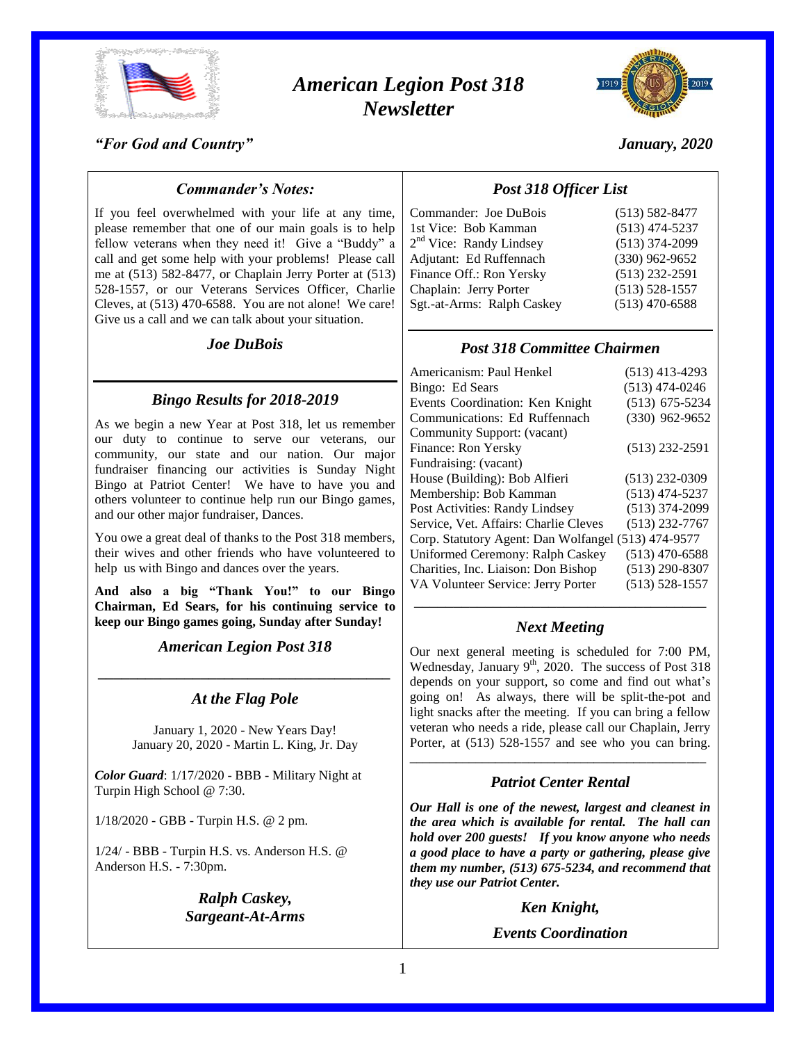# *American Legion Post 318 Newsletter*

*"For God and Country"*

*January, 2020*

## *Commander's Notes:*

If you feel overwhelmed with your life at any time, please remember that one of our main goals is to help fellow veterans when they need it! Give a "Buddy" a call and get some help with your problems! Please call me at (513) 582-8477, or Chaplain Jerry Porter at (513) 528-1557, or our Veterans Services Officer, Charlie Cleves, at (513) 470-6588. You are not alone! We care! Give us a call and we can talk about your situation.

***Joe DuBois***

## *Bingo Results for 2018-2019*

As we begin a new Year at Post 318, let us remember our duty to continue to serve our veterans, our community, our state and our nation. Our major fundraiser financing our activities is Sunday Night Bingo at Patriot Center! We have to have you and others volunteer to continue help run our Bingo games, and our other major fundraiser, Dances.

You owe a great deal of thanks to the Post 318 members, their wives and other friends who have volunteered to help us with Bingo and dances over the years.

**And also a big "Thank You!" to our Bingo Chairman, Ed Sears, for his continuing service to keep our Bingo games going, Sunday after Sunday!**

***American Legion Post 318***

## *At the Flag Pole*

January 1, 2020 - New Years Day!
January 20, 2020 - Martin L. King, Jr. Day

***Color Guard***: 1/17/2020 - BBB - Military Night at Turpin High School @ 7:30.

1/18/2020 - GBB - Turpin H.S. @ 2 pm.

1/24/ - BBB - Turpin H.S. vs. Anderson H.S. @ Anderson H.S. - 7:30pm.

***Ralph Caskey,***
***Sargeant-At-Arms***

## *Post 318 Officer List*

| | |
|---|---|
| Commander: Joe DuBois | (513) 582-8477 |
| 1st Vice: Bob Kamman | (513) 474-5237 |
| 2nd Vice: Randy Lindsey | (513) 374-2099 |
| Adjutant: Ed Ruffennach | (330) 962-9652 |
| Finance Off.: Ron Yersky | (513) 232-2591 |
| Chaplain: Jerry Porter | (513) 528-1557 |
| Sgt.-at-Arms: Ralph Caskey | (513) 470-6588 |

## *Post 318 Committee Chairmen*

| | |
|---|---|
| Americanism: Paul Henkel | (513) 413-4293 |
| Bingo: Ed Sears | (513) 474-0246 |
| Events Coordination: Ken Knight | (513) 675-5234 |
| Communications: Ed Ruffennach | (330) 962-9652 |
| Community Support: (vacant) | |
| Finance: Ron Yersky | (513) 232-2591 |
| Fundraising: (vacant) | |
| House (Building): Bob Alfieri | (513) 232-0309 |
| Membership: Bob Kamman | (513) 474-5237 |
| Post Activities: Randy Lindsey | (513) 374-2099 |
| Service, Vet. Affairs: Charlie Cleves | (513) 232-7767 |
| Corp. Statutory Agent: Dan Wolfangel | (513) 474-9577 |
| Uniformed Ceremony: Ralph Caskey | (513) 470-6588 |
| Charities, Inc. Liaison: Don Bishop | (513) 290-8307 |
| VA Volunteer Service: Jerry Porter | (513) 528-1557 |

## *Next Meeting*

Our next general meeting is scheduled for 7:00 PM, Wednesday, January 9th, 2020. The success of Post 318 depends on your support, so come and find out what's going on! As always, there will be split-the-pot and light snacks after the meeting. If you can bring a fellow veteran who needs a ride, please call our Chaplain, Jerry Porter, at (513) 528-1557 and see who you can bring.

## *Patriot Center Rental*

***Our Hall is one of the newest, largest and cleanest in the area which is available for rental. The hall can hold over 200 guests! If you know anyone who needs a good place to have a party or gathering, please give them my number, (513) 675-5234, and recommend that they use our Patriot Center.***

***Ken Knight,***

***Events Coordination***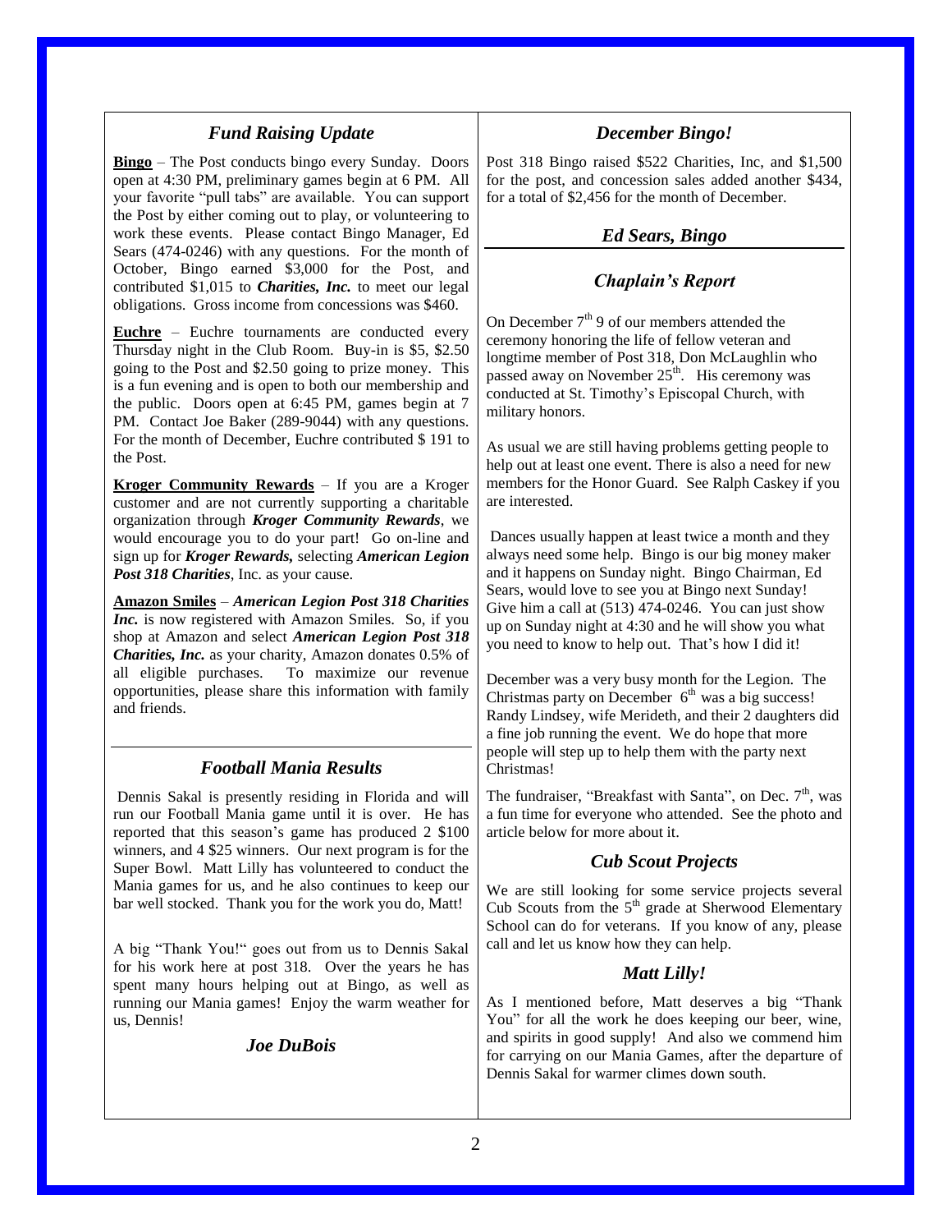## *Fund Raising Update*

**Bingo** – The Post conducts bingo every Sunday. Doors open at 4:30 PM, preliminary games begin at 6 PM. All your favorite "pull tabs" are available. You can support the Post by either coming out to play, or volunteering to work these events. Please contact Bingo Manager, Ed Sears (474-0246) with any questions. For the month of October, Bingo earned $3,000 for the Post, and contributed $1,015 to ***Charities, Inc.*** to meet our legal obligations. Gross income from concessions was $460.

**Euchre** – Euchre tournaments are conducted every Thursday night in the Club Room. Buy-in is $5, $2.50 going to the Post and $2.50 going to prize money. This is a fun evening and is open to both our membership and the public. Doors open at 6:45 PM, games begin at 7 PM. Contact Joe Baker (289-9044) with any questions. For the month of December, Euchre contributed $ 191 to the Post.

**Kroger Community Rewards** – If you are a Kroger customer and are not currently supporting a charitable organization through ***Kroger Community Rewards***, we would encourage you to do your part! Go on-line and sign up for ***Kroger Rewards,*** selecting ***American Legion Post 318 Charities***, Inc. as your cause.

**Amazon Smiles** – ***American Legion Post 318 Charities Inc.*** is now registered with Amazon Smiles. So, if you shop at Amazon and select ***American Legion Post 318 Charities, Inc.*** as your charity, Amazon donates 0.5% of all eligible purchases. To maximize our revenue opportunities, please share this information with family and friends.

## *Football Mania Results*

Dennis Sakal is presently residing in Florida and will run our Football Mania game until it is over. He has reported that this season's game has produced 2 $100 winners, and 4 $25 winners. Our next program is for the Super Bowl. Matt Lilly has volunteered to conduct the Mania games for us, and he also continues to keep our bar well stocked. Thank you for the work you do, Matt!

A big "Thank You!" goes out from us to Dennis Sakal for his work here at post 318. Over the years he has spent many hours helping out at Bingo, as well as running our Mania games! Enjoy the warm weather for us, Dennis!

*Joe DuBois*

## *December Bingo!*

Post 318 Bingo raised $522 Charities, Inc, and $1,500 for the post, and concession sales added another $434, for a total of $2,456 for the month of December.

*Ed Sears, Bingo*

## *Chaplain's Report*

On December 7th 9 of our members attended the ceremony honoring the life of fellow veteran and longtime member of Post 318, Don McLaughlin who passed away on November 25th. His ceremony was conducted at St. Timothy's Episcopal Church, with military honors.

As usual we are still having problems getting people to help out at least one event. There is also a need for new members for the Honor Guard. See Ralph Caskey if you are interested.

Dances usually happen at least twice a month and they always need some help. Bingo is our big money maker and it happens on Sunday night. Bingo Chairman, Ed Sears, would love to see you at Bingo next Sunday! Give him a call at (513) 474-0246. You can just show up on Sunday night at 4:30 and he will show you what you need to know to help out. That's how I did it!

December was a very busy month for the Legion. The Christmas party on December 6th was a big success! Randy Lindsey, wife Merideth, and their 2 daughters did a fine job running the event. We do hope that more people will step up to help them with the party next Christmas!

The fundraiser, "Breakfast with Santa", on Dec. 7th, was a fun time for everyone who attended. See the photo and article below for more about it.

## *Cub Scout Projects*

We are still looking for some service projects several Cub Scouts from the 5th grade at Sherwood Elementary School can do for veterans. If you know of any, please call and let us know how they can help.

## *Matt Lilly!*

As I mentioned before, Matt deserves a big "Thank You" for all the work he does keeping our beer, wine, and spirits in good supply! And also we commend him for carrying on our Mania Games, after the departure of Dennis Sakal for warmer climes down south.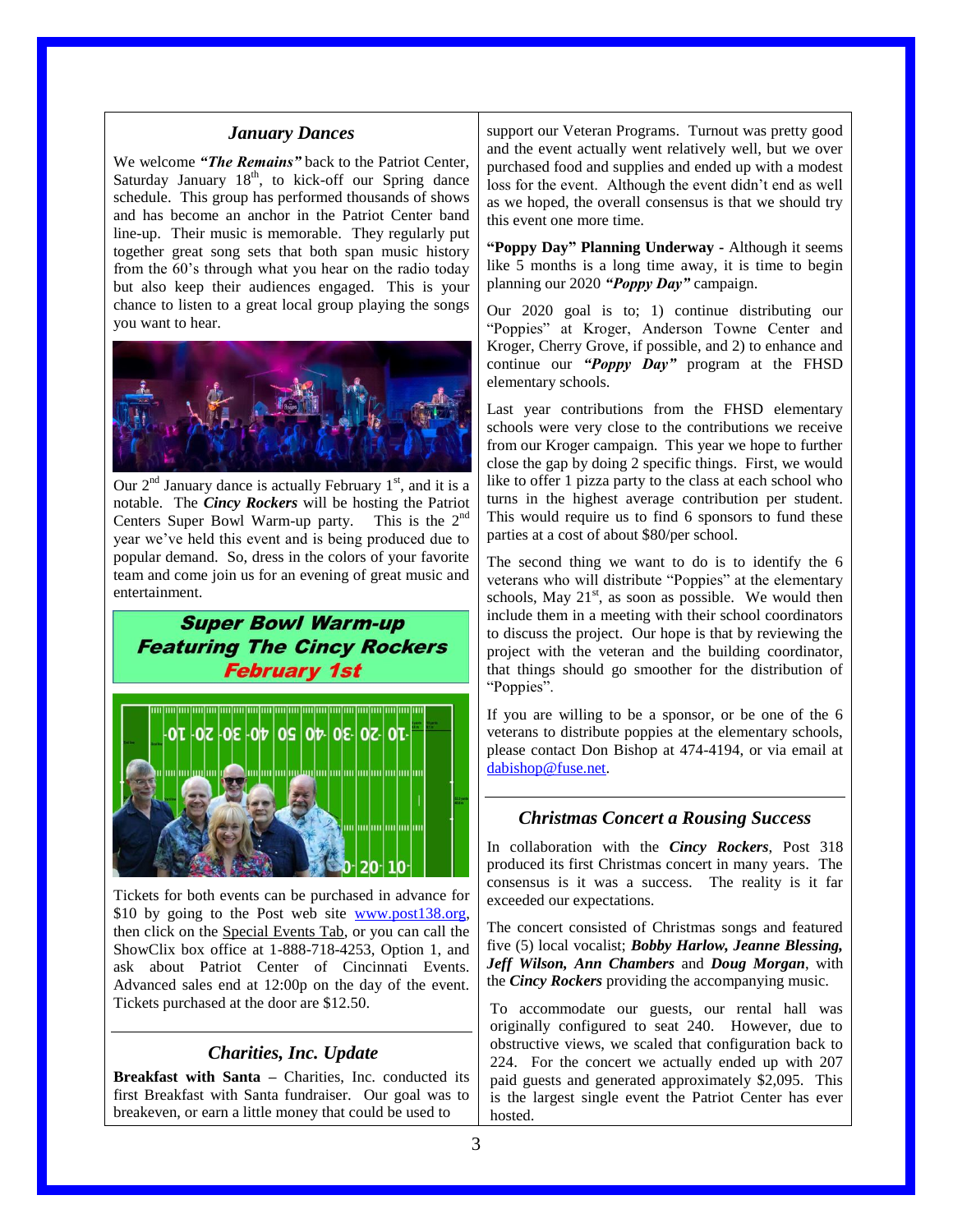## *January Dances*

We welcome ***"The Remains"*** back to the Patriot Center, Saturday January 18th, to kick-off our Spring dance schedule. This group has performed thousands of shows and has become an anchor in the Patriot Center band line-up. Their music is memorable. They regularly put together great song sets that both span music history from the 60's through what you hear on the radio today but also keep their audiences engaged. This is your chance to listen to a great local group playing the songs you want to hear.

Our 2nd January dance is actually February 1st, and it is a notable. The ***Cincy Rockers*** will be hosting the Patriot Centers Super Bowl Warm-up party. This is the 2nd year we've held this event and is being produced due to popular demand. So, dress in the colors of your favorite team and come join us for an evening of great music and entertainment.

**Super Bowl Warm-up**
**Featuring The Cincy Rockers**
**February 1st**

Tickets for both events can be purchased in advance for $10 by going to the Post web site www.post138.org, then click on the Special Events Tab, or you can call the ShowClix box office at 1-888-718-4253, Option 1, and ask about Patriot Center of Cincinnati Events. Advanced sales end at 12:00p on the day of the event. Tickets purchased at the door are $12.50.

## *Charities, Inc. Update*

**Breakfast with Santa –** Charities, Inc. conducted its first Breakfast with Santa fundraiser. Our goal was to breakeven, or earn a little money that could be used to support our Veteran Programs. Turnout was pretty good and the event actually went relatively well, but we over purchased food and supplies and ended up with a modest loss for the event. Although the event didn't end as well as we hoped, the overall consensus is that we should try this event one more time.

**"Poppy Day" Planning Underway -** Although it seems like 5 months is a long time away, it is time to begin planning our 2020 ***"Poppy Day"*** campaign.

Our 2020 goal is to; 1) continue distributing our "Poppies" at Kroger, Anderson Towne Center and Kroger, Cherry Grove, if possible, and 2) to enhance and continue our ***"Poppy Day"*** program at the FHSD elementary schools.

Last year contributions from the FHSD elementary schools were very close to the contributions we receive from our Kroger campaign. This year we hope to further close the gap by doing 2 specific things. First, we would like to offer 1 pizza party to the class at each school who turns in the highest average contribution per student. This would require us to find 6 sponsors to fund these parties at a cost of about $80/per school.

The second thing we want to do is to identify the 6 veterans who will distribute "Poppies" at the elementary schools, May 21st, as soon as possible. We would then include them in a meeting with their school coordinators to discuss the project. Our hope is that by reviewing the project with the veteran and the building coordinator, that things should go smoother for the distribution of "Poppies".

If you are willing to be a sponsor, or be one of the 6 veterans to distribute poppies at the elementary schools, please contact Don Bishop at 474-4194, or via email at dabishop@fuse.net.

## *Christmas Concert a Rousing Success*

In collaboration with the ***Cincy Rockers***, Post 318 produced its first Christmas concert in many years. The consensus is it was a success. The reality is it far exceeded our expectations.

The concert consisted of Christmas songs and featured five (5) local vocalist; ***Bobby Harlow, Jeanne Blessing, Jeff Wilson, Ann Chambers*** and ***Doug Morgan***, with the ***Cincy Rockers*** providing the accompanying music.

To accommodate our guests, our rental hall was originally configured to seat 240. However, due to obstructive views, we scaled that configuration back to 224. For the concert we actually ended up with 207 paid guests and generated approximately $2,095. This is the largest single event the Patriot Center has ever hosted.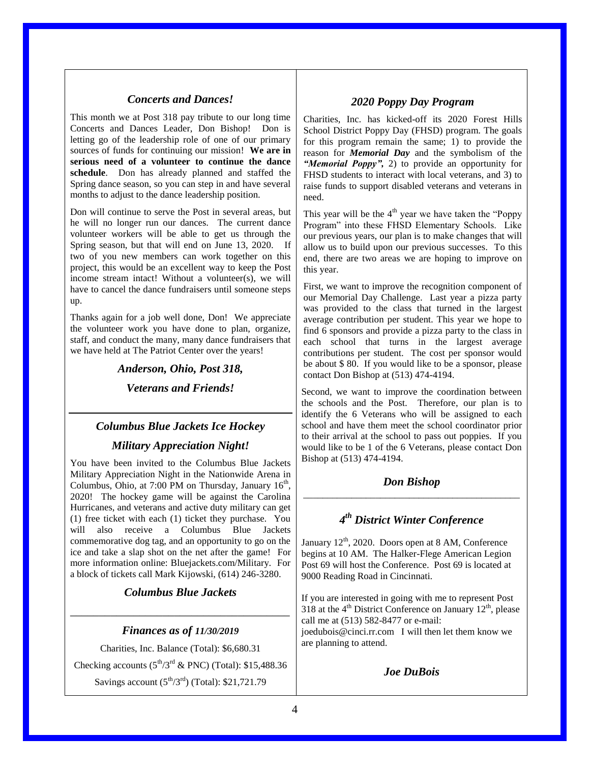## *Concerts and Dances!*

This month we at Post 318 pay tribute to our long time Concerts and Dances Leader, Don Bishop! Don is letting go of the leadership role of one of our primary sources of funds for continuing our mission! **We are in serious need of a volunteer to continue the dance schedule**. Don has already planned and staffed the Spring dance season, so you can step in and have several months to adjust to the dance leadership position.

Don will continue to serve the Post in several areas, but he will no longer run our dances. The current dance volunteer workers will be able to get us through the Spring season, but that will end on June 13, 2020. If two of you new members can work together on this project, this would be an excellent way to keep the Post income stream intact! Without a volunteer(s), we will have to cancel the dance fundraisers until someone steps up.

Thanks again for a job well done, Don! We appreciate the volunteer work you have done to plan, organize, staff, and conduct the many, many dance fundraisers that we have held at The Patriot Center over the years!

***Anderson, Ohio, Post 318,***

***Veterans and Friends!***

---

## *Columbus Blue Jackets Ice Hockey*

## *Military Appreciation Night!*

You have been invited to the Columbus Blue Jackets Military Appreciation Night in the Nationwide Arena in Columbus, Ohio, at 7:00 PM on Thursday, January 16th, 2020! The hockey game will be against the Carolina Hurricanes, and veterans and active duty military can get (1) free ticket with each (1) ticket they purchase. You will also receive a Columbus Blue Jackets commemorative dog tag, and an opportunity to go on the ice and take a slap shot on the net after the game! For more information online: Bluejackets.com/Military. For a block of tickets call Mark Kijowski, (614) 246-3280.

***Columbus Blue Jackets***

---

## *Finances as of 11/30/2019*

Charities, Inc. Balance (Total): $6,680.31

Checking accounts (5th/3rd & PNC) (Total): $15,488.36

Savings account (5th/3rd) (Total): $21,721.79

## *2020 Poppy Day Program*

Charities, Inc. has kicked-off its 2020 Forest Hills School District Poppy Day (FHSD) program. The goals for this program remain the same; 1) to provide the reason for ***Memorial Day*** and the symbolism of the ***"Memorial Poppy",*** 2) to provide an opportunity for FHSD students to interact with local veterans, and 3) to raise funds to support disabled veterans and veterans in need.

This year will be the 4th year we have taken the "Poppy Program" into these FHSD Elementary Schools. Like our previous years, our plan is to make changes that will allow us to build upon our previous successes. To this end, there are two areas we are hoping to improve on this year.

First, we want to improve the recognition component of our Memorial Day Challenge. Last year a pizza party was provided to the class that turned in the largest average contribution per student. This year we hope to find 6 sponsors and provide a pizza party to the class in each school that turns in the largest average contributions per student. The cost per sponsor would be about $ 80. If you would like to be a sponsor, please contact Don Bishop at (513) 474-4194.

Second, we want to improve the coordination between the schools and the Post. Therefore, our plan is to identify the 6 Veterans who will be assigned to each school and have them meet the school coordinator prior to their arrival at the school to pass out poppies. If you would like to be 1 of the 6 Veterans, please contact Don Bishop at (513) 474-4194.

***Don Bishop***

---

## *4th District Winter Conference*

January 12th, 2020. Doors open at 8 AM, Conference begins at 10 AM. The Halker-Flege American Legion Post 69 will host the Conference. Post 69 is located at 9000 Reading Road in Cincinnati.

If you are interested in going with me to represent Post 318 at the 4th District Conference on January 12th, please call me at (513) 582-8477 or e-mail: joedubois@cinci.rr.com I will then let them know we are planning to attend.

***Joe DuBois***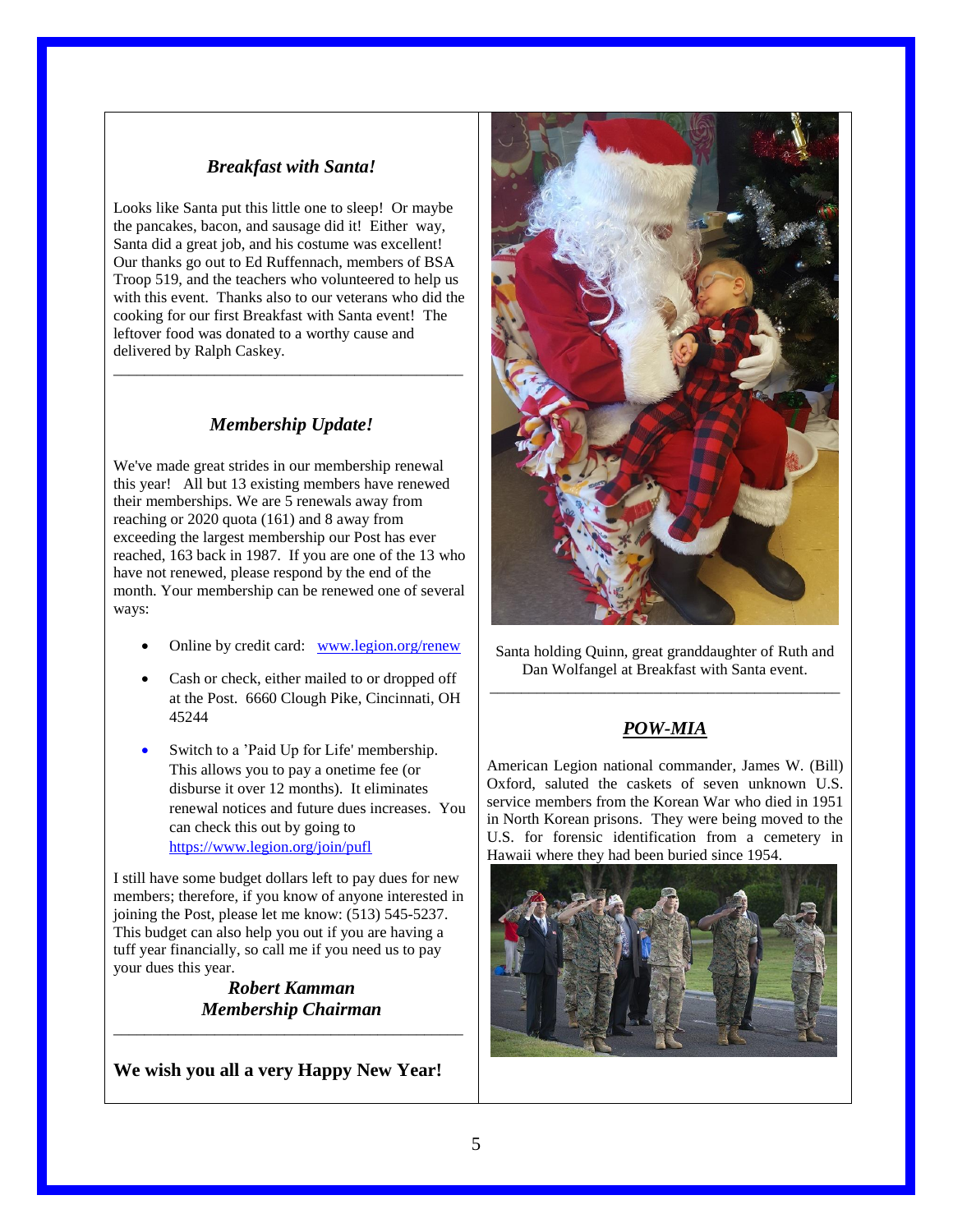### *Breakfast with Santa!*

Looks like Santa put this little one to sleep! Or maybe the pancakes, bacon, and sausage did it! Either way, Santa did a great job, and his costume was excellent! Our thanks go out to Ed Ruffennach, members of BSA Troop 519, and the teachers who volunteered to help us with this event. Thanks also to our veterans who did the cooking for our first Breakfast with Santa event! The leftover food was donated to a worthy cause and delivered by Ralph Caskey.

---

### *Membership Update!*

We've made great strides in our membership renewal this year! All but 13 existing members have renewed their memberships. We are 5 renewals away from reaching or 2020 quota (161) and 8 away from exceeding the largest membership our Post has ever reached, 163 back in 1987. If you are one of the 13 who have not renewed, please respond by the end of the month. Your membership can be renewed one of several ways:

- Online by credit card: www.legion.org/renew
- Cash or check, either mailed to or dropped off at the Post. 6660 Clough Pike, Cincinnati, OH 45244
- Switch to a 'Paid Up for Life' membership. This allows you to pay a onetime fee (or disburse it over 12 months). It eliminates renewal notices and future dues increases. You can check this out by going to https://www.legion.org/join/pufl

I still have some budget dollars left to pay dues for new members; therefore, if you know of anyone interested in joining the Post, please let me know: (513) 545-5237. This budget can also help you out if you are having a tuff year financially, so call me if you need us to pay your dues this year.

***Robert Kamman***
***Membership Chairman***

---

**We wish you all a very Happy New Year!**

Santa holding Quinn, great granddaughter of Ruth and Dan Wolfangel at Breakfast with Santa event.

---

### ***POW-MIA***

American Legion national commander, James W. (Bill) Oxford, saluted the caskets of seven unknown U.S. service members from the Korean War who died in 1951 in North Korean prisons. They were being moved to the U.S. for forensic identification from a cemetery in Hawaii where they had been buried since 1954.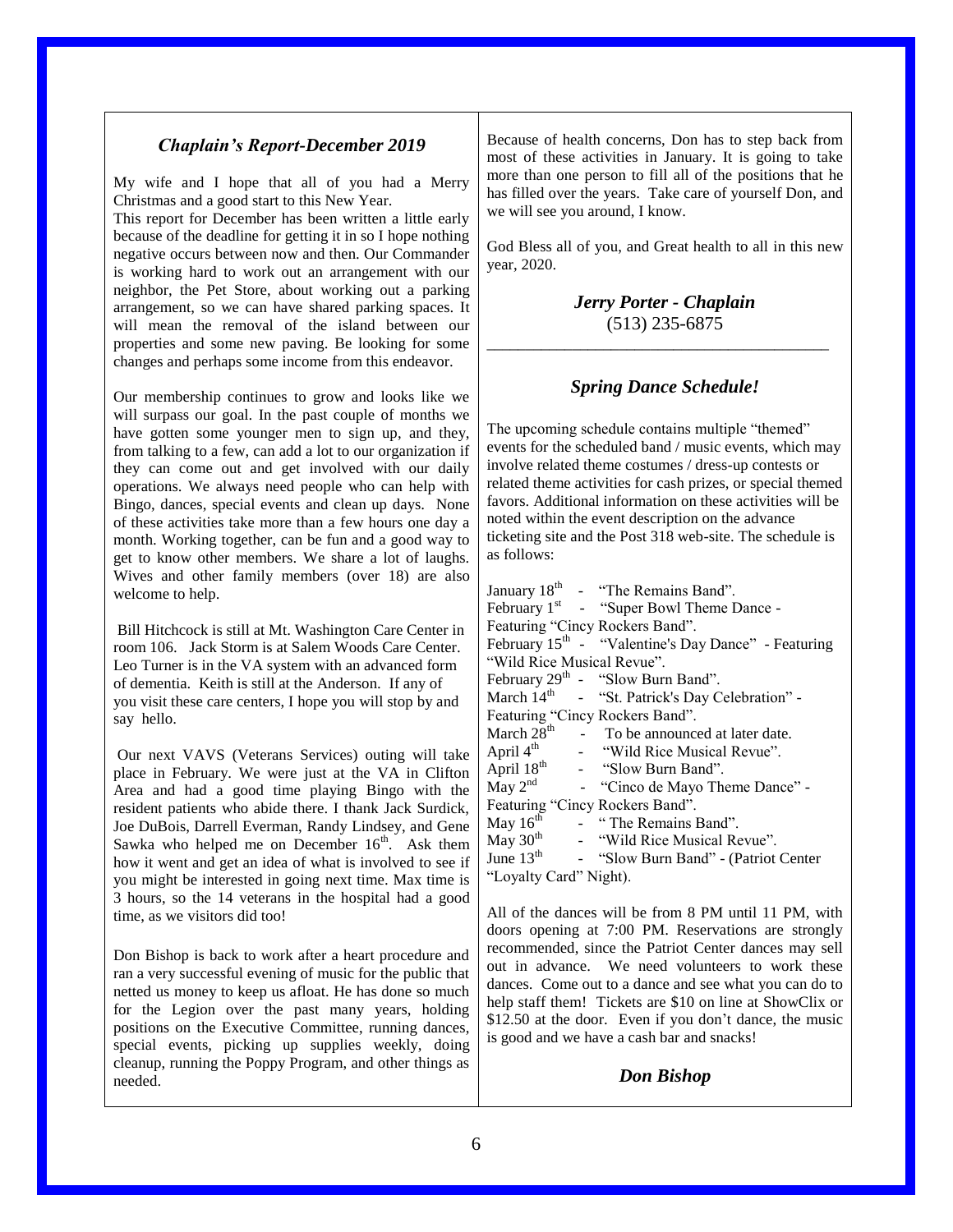### *Chaplain's Report-December 2019*

My wife and I hope that all of you had a Merry Christmas and a good start to this New Year.
This report for December has been written a little early because of the deadline for getting it in so I hope nothing negative occurs between now and then. Our Commander is working hard to work out an arrangement with our neighbor, the Pet Store, about working out a parking arrangement, so we can have shared parking spaces. It will mean the removal of the island between our properties and some new paving. Be looking for some changes and perhaps some income from this endeavor.

Our membership continues to grow and looks like we will surpass our goal. In the past couple of months we have gotten some younger men to sign up, and they, from talking to a few, can add a lot to our organization if they can come out and get involved with our daily operations. We always need people who can help with Bingo, dances, special events and clean up days. None of these activities take more than a few hours one day a month. Working together, can be fun and a good way to get to know other members. We share a lot of laughs. Wives and other family members (over 18) are also welcome to help.

Bill Hitchcock is still at Mt. Washington Care Center in room 106. Jack Storm is at Salem Woods Care Center. Leo Turner is in the VA system with an advanced form of dementia. Keith is still at the Anderson. If any of you visit these care centers, I hope you will stop by and say hello.

Our next VAVS (Veterans Services) outing will take place in February. We were just at the VA in Clifton Area and had a good time playing Bingo with the resident patients who abide there. I thank Jack Surdick, Joe DuBois, Darrell Everman, Randy Lindsey, and Gene Sawka who helped me on December 16th. Ask them how it went and get an idea of what is involved to see if you might be interested in going next time. Max time is 3 hours, so the 14 veterans in the hospital had a good time, as we visitors did too!

Don Bishop is back to work after a heart procedure and ran a very successful evening of music for the public that netted us money to keep us afloat. He has done so much for the Legion over the past many years, holding positions on the Executive Committee, running dances, special events, picking up supplies weekly, doing cleanup, running the Poppy Program, and other things as needed.

Because of health concerns, Don has to step back from most of these activities in January. It is going to take more than one person to fill all of the positions that he has filled over the years. Take care of yourself Don, and we will see you around, I know.

God Bless all of you, and Great health to all in this new year, 2020.

***Jerry Porter - Chaplain***
(513) 235-6875

---

### *Spring Dance Schedule!*

The upcoming schedule contains multiple "themed" events for the scheduled band / music events, which may involve related theme costumes / dress-up contests or related theme activities for cash prizes, or special themed favors. Additional information on these activities will be noted within the event description on the advance ticketing site and the Post 318 web-site. The schedule is as follows:

January 18th - "The Remains Band".
February 1st - "Super Bowl Theme Dance - Featuring "Cincy Rockers Band".
February 15th - "Valentine's Day Dance" - Featuring "Wild Rice Musical Revue".
February 29th - "Slow Burn Band".
March 14th - "St. Patrick's Day Celebration" - Featuring "Cincy Rockers Band".
March 28th - To be announced at later date.
April 4th - "Wild Rice Musical Revue".
April 18th - "Slow Burn Band".
May 2nd - "Cinco de Mayo Theme Dance" - Featuring "Cincy Rockers Band".
May 16th - " The Remains Band".
May 30th - "Wild Rice Musical Revue".
June 13th - "Slow Burn Band" - (Patriot Center "Loyalty Card" Night).

All of the dances will be from 8 PM until 11 PM, with doors opening at 7:00 PM. Reservations are strongly recommended, since the Patriot Center dances may sell out in advance. We need volunteers to work these dances. Come out to a dance and see what you can do to help staff them! Tickets are $10 on line at ShowClix or $12.50 at the door. Even if you don't dance, the music is good and we have a cash bar and snacks!

***Don Bishop***